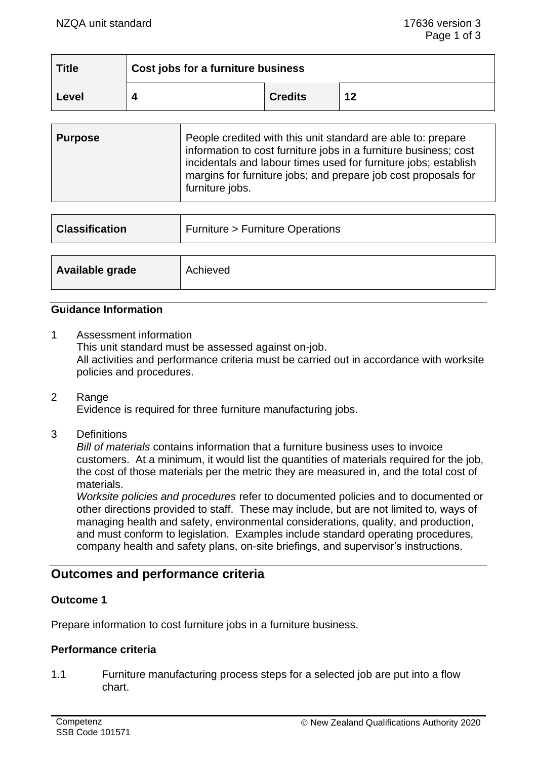| Title | Cost jobs for a furniture business | | |
|---|---|---|---|
| Level | 4 | Credits | 12 |

| Purpose | People credited with this unit standard are able to: prepare information to cost furniture jobs in a furniture business; cost incidentals and labour times used for furniture jobs; establish margins for furniture jobs; and prepare job cost proposals for furniture jobs. |
|---|---|

| Classification | Furniture > Furniture Operations |
|---|---|

| Available grade | Achieved |
|---|---|

### Guidance Information

1 Assessment information
This unit standard must be assessed against on-job.
All activities and performance criteria must be carried out in accordance with worksite policies and procedures.

2 Range
Evidence is required for three furniture manufacturing jobs.

3 Definitions
*Bill of materials* contains information that a furniture business uses to invoice customers. At a minimum, it would list the quantities of materials required for the job, the cost of those materials per the metric they are measured in, and the total cost of materials.
*Worksite policies and procedures* refer to documented policies and to documented or other directions provided to staff. These may include, but are not limited to, ways of managing health and safety, environmental considerations, quality, and production, and must conform to legislation. Examples include standard operating procedures, company health and safety plans, on-site briefings, and supervisor's instructions.

## Outcomes and performance criteria

### Outcome 1

Prepare information to cost furniture jobs in a furniture business.

### Performance criteria

1.1 Furniture manufacturing process steps for a selected job are put into a flow chart.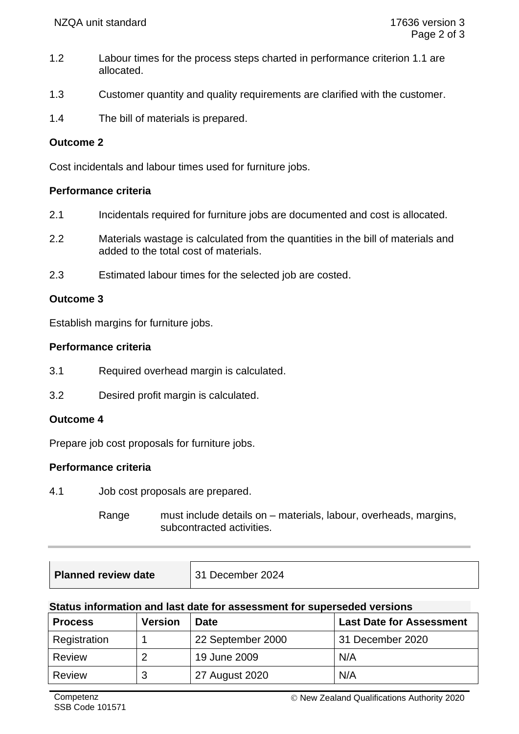1.2 Labour times for the process steps charted in performance criterion 1.1 are allocated.

1.3 Customer quantity and quality requirements are clarified with the customer.

1.4 The bill of materials is prepared.

**Outcome 2**

Cost incidentals and labour times used for furniture jobs.

**Performance criteria**

2.1 Incidentals required for furniture jobs are documented and cost is allocated.

2.2 Materials wastage is calculated from the quantities in the bill of materials and added to the total cost of materials.

2.3 Estimated labour times for the selected job are costed.

**Outcome 3**

Establish margins for furniture jobs.

**Performance criteria**

3.1 Required overhead margin is calculated.

3.2 Desired profit margin is calculated.

**Outcome 4**

Prepare job cost proposals for furniture jobs.

**Performance criteria**

4.1 Job cost proposals are prepared.

Range must include details on – materials, labour, overheads, margins, subcontracted activities.

| **Planned review date** | 31 December 2024 |
|---|---|

**Status information and last date for assessment for superseded versions**

| Process | Version | Date | Last Date for Assessment |
|---|---|---|---|
| Registration | 1 | 22 September 2000 | 31 December 2020 |
| Review | 2 | 19 June 2009 | N/A |
| Review | 3 | 27 August 2020 | N/A |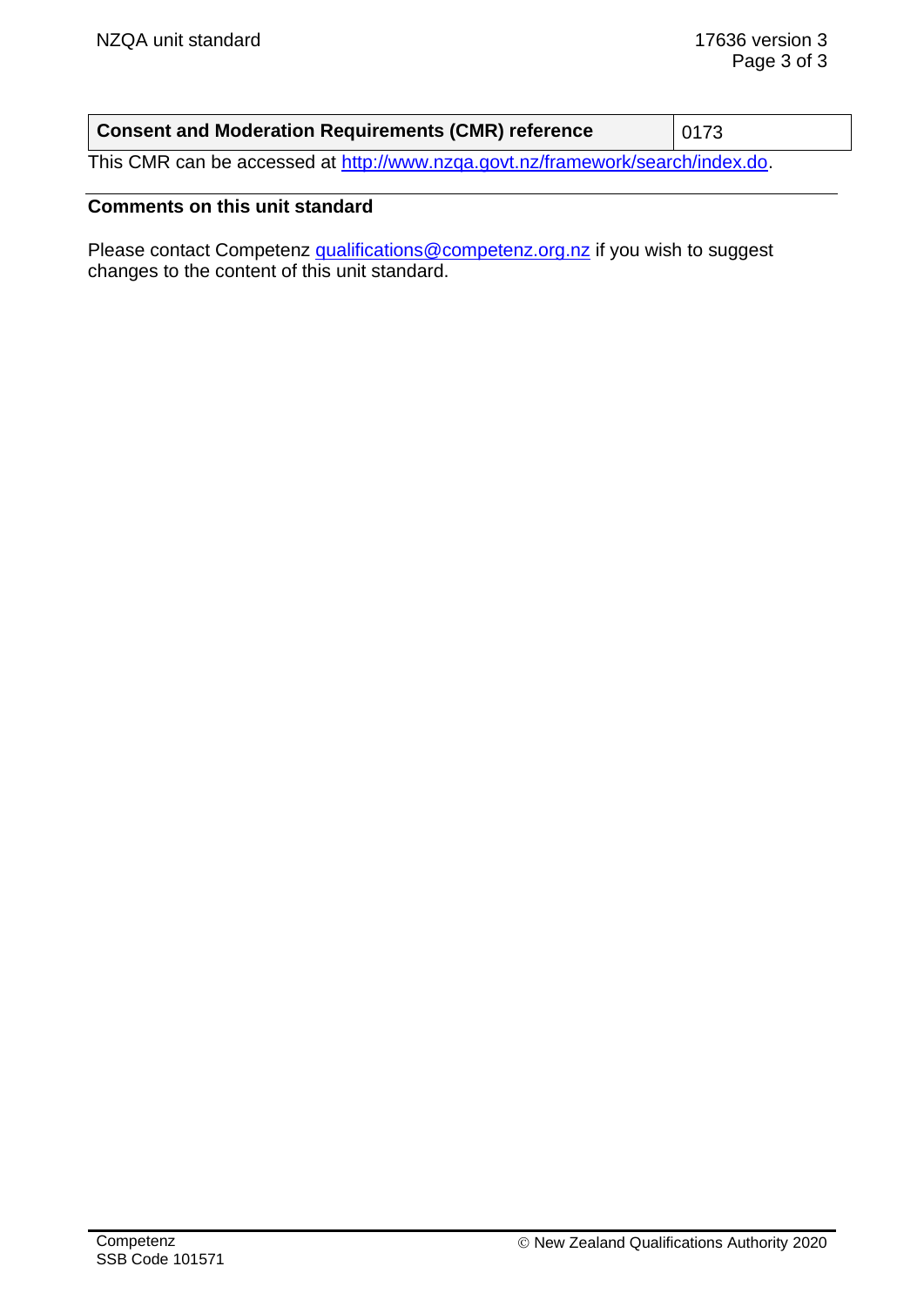| Consent and Moderation Requirements (CMR) reference | 0173 |
| --- | --- |

This CMR can be accessed at http://www.nzqa.govt.nz/framework/search/index.do.

**Comments on this unit standard**

Please contact Competenz qualifications@competenz.org.nz if you wish to suggest changes to the content of this unit standard.